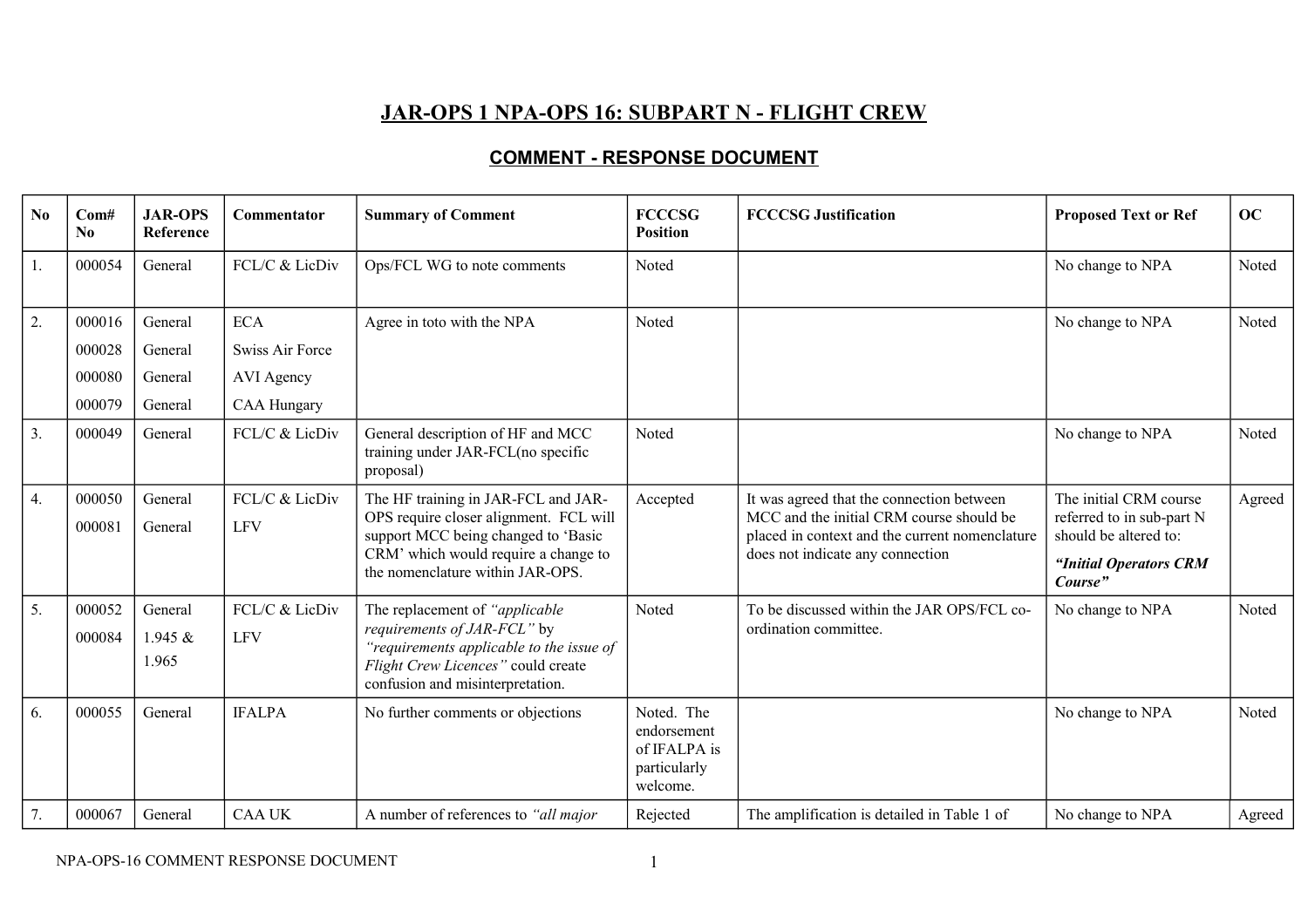# JAR-OPS 1 NPA-OPS 16: SUBPART N - FLIGHT CREW

## COMMENT - RESPONSE DOCUMENT

| No | Com# No | JAR-OPS Reference | Commentator | Summary of Comment | FCCCSG Position | FCCCSG Justification | Proposed Text or Ref | OC |
|---|---|---|---|---|---|---|---|---|
| 1. | 000054 | General | FCL/C & LicDiv | Ops/FCL WG to note comments | Noted | | No change to NPA | Noted |
| 2. | 000016<br>000028<br>000080<br>000079 | General<br>General<br>General<br>General | ECA<br>Swiss Air Force<br>AVI Agency<br>CAA Hungary | Agree in toto with the NPA | Noted | | No change to NPA | Noted |
| 3. | 000049 | General | FCL/C & LicDiv | General description of HF and MCC training under JAR-FCL(no specific proposal) | Noted | | No change to NPA | Noted |
| 4. | 000050<br>000081 | General<br>General | FCL/C & LicDiv<br>LFV | The HF training in JAR-FCL and JAR-OPS require closer alignment. FCL will support MCC being changed to 'Basic CRM' which would require a change to the nomenclature within JAR-OPS. | Accepted | It was agreed that the connection between MCC and the initial CRM course should be placed in context and the current nomenclature does not indicate any connection | The initial CRM course referred to in sub-part N should be altered to: ***"Initial Operators CRM Course"*** | Agreed |
| 5. | 000052<br>000084 | General<br>1.945 & 1.965 | FCL/C & LicDiv<br>LFV | The replacement of *"applicable requirements of JAR-FCL"* by *"requirements applicable to the issue of Flight Crew Licences"* could create confusion and misinterpretation. | Noted | To be discussed within the JAR OPS/FCL co-ordination committee. | No change to NPA | Noted |
| 6. | 000055 | General | IFALPA | No further comments or objections | Noted. The endorsement of IFALPA is particularly welcome. | | No change to NPA | Noted |
| 7. | 000067 | General | CAA UK | A number of references to *"all major* | Rejected | The amplification is detailed in Table 1 of | No change to NPA | Agreed |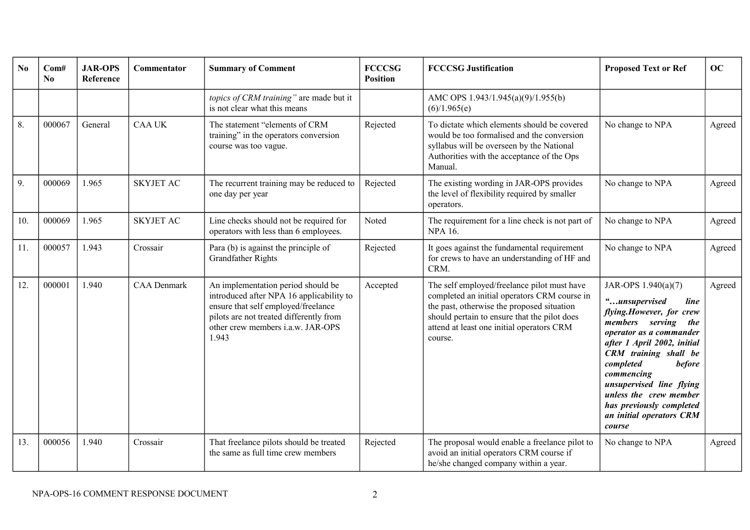| No | Com# No | JAR-OPS Reference | Commentator | Summary of Comment | FCCCSG Position | FCCCSG Justification | Proposed Text or Ref | OC |
|---|---|---|---|---|---|---|---|---|
| | | | | *topics of CRM training"* are made but it is not clear what this means | | AMC OPS 1.943/1.945(a)(9)/1.955(b)(6)/1.965(e) | | |
| 8. | 000067 | General | CAA UK | The statement "elements of CRM training" in the operators conversion course was too vague. | Rejected | To dictate which elements should be covered would be too formalised and the conversion syllabus will be overseen by the National Authorities with the acceptance of the Ops Manual. | No change to NPA | Agreed |
| 9. | 000069 | 1.965 | SKYJET AC | The recurrent training may be reduced to one day per year | Rejected | The existing wording in JAR-OPS provides the level of flexibility required by smaller operators. | No change to NPA | Agreed |
| 10. | 000069 | 1.965 | SKYJET AC | Line checks should not be required for operators with less than 6 employees. | Noted | The requirement for a line check is not part of NPA 16. | No change to NPA | Agreed |
| 11. | 000057 | 1.943 | Crossair | Para (b) is against the principle of Grandfather Rights | Rejected | It goes against the fundamental requirement for crews to have an understanding of HF and CRM. | No change to NPA | Agreed |
| 12. | 000001 | 1.940 | CAA Denmark | An implementation period should be introduced after NPA 16 applicability to ensure that self employed/freelance pilots are not treated differently from other crew members i.a.w. JAR-OPS 1.943 | Accepted | The self employed/freelance pilot must have completed an initial operators CRM course in the past, otherwise the proposed situation should pertain to ensure that the pilot does attend at least one initial operators CRM course. | JAR-OPS 1.940(a)(7) ***"…unsupervised line flying.However, for crew members serving the operator as a commander after 1 April 2002, initial CRM training shall be completed before commencing unsupervised line flying unless the crew member has previously completed an initial operators CRM course*** | Agreed |
| 13. | 000056 | 1.940 | Crossair | That freelance pilots should be treated the same as full time crew members | Rejected | The proposal would enable a freelance pilot to avoid an initial operators CRM course if he/she changed company within a year. | No change to NPA | Agreed |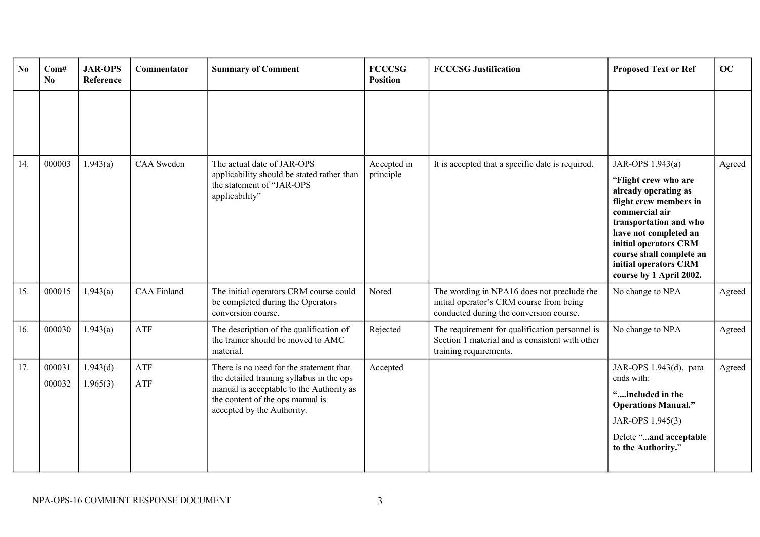| No | Com# No | JAR-OPS Reference | Commentator | Summary of Comment | FCCCSG Position | FCCCSG Justification | Proposed Text or Ref | OC |
|---|---|---|---|---|---|---|---|---|
| | | | | | | | | |
| 14. | 000003 | 1.943(a) | CAA Sweden | The actual date of JAR-OPS applicability should be stated rather than the statement of "JAR-OPS applicability" | Accepted in principle | It is accepted that a specific date is required. | JAR-OPS 1.943(a) "**Flight crew who are already operating as flight crew members in commercial air transportation and who have not completed an initial operators CRM course shall complete an initial operators CRM course by 1 April 2002.** | Agreed |
| 15. | 000015 | 1.943(a) | CAA Finland | The initial operators CRM course could be completed during the Operators conversion course. | Noted | The wording in NPA16 does not preclude the initial operator's CRM course from being conducted during the conversion course. | No change to NPA | Agreed |
| 16. | 000030 | 1.943(a) | ATF | The description of the qualification of the trainer should be moved to AMC material. | Rejected | The requirement for qualification personnel is Section 1 material and is consistent with other training requirements. | No change to NPA | Agreed |
| 17. | 000031<br>000032 | 1.943(d)<br>1.965(3) | ATF<br>ATF | There is no need for the statement that the detailed training syllabus in the ops manual is acceptable to the Authority as the content of the ops manual is accepted by the Authority. | Accepted | | JAR-OPS 1.943(d), para ends with:<br>"**....included in the Operations Manual.**"<br>JAR-OPS 1.945(3)<br>Delete "...**and acceptable to the Authority.**" | Agreed |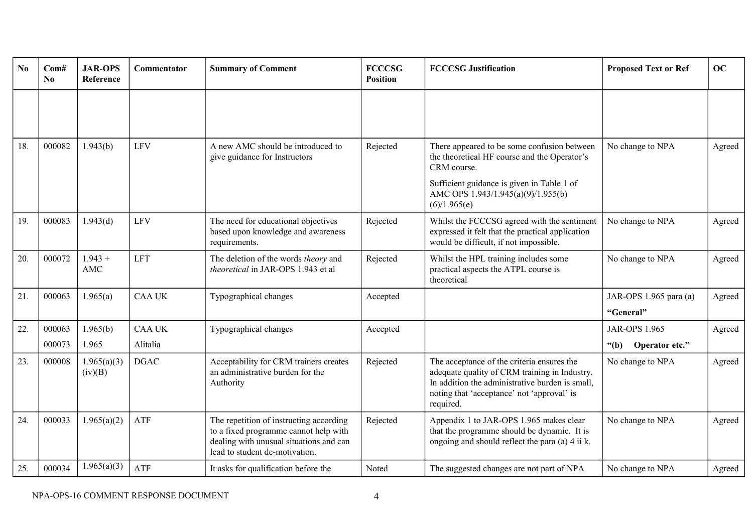| No | Com# No | JAR-OPS Reference | Commentator | Summary of Comment | FCCCSG Position | FCCCSG Justification | Proposed Text or Ref | OC |
|---|---|---|---|---|---|---|---|---|
| | | | | | | | | |
| 18. | 000082 | 1.943(b) | LFV | A new AMC should be introduced to give guidance for Instructors | Rejected | There appeared to be some confusion between the theoretical HF course and the Operator's CRM course. Sufficient guidance is given in Table 1 of AMC OPS 1.943/1.945(a)(9)/1.955(b)(6)/1.965(e) | No change to NPA | Agreed |
| 19. | 000083 | 1.943(d) | LFV | The need for educational objectives based upon knowledge and awareness requirements. | Rejected | Whilst the FCCCSG agreed with the sentiment expressed it felt that the practical application would be difficult, if not impossible. | No change to NPA | Agreed |
| 20. | 000072 | 1.943 + AMC | LFT | The deletion of the words *theory* and *theoretical* in JAR-OPS 1.943 et al | Rejected | Whilst the HPL training includes some practical aspects the ATPL course is theoretical | No change to NPA | Agreed |
| 21. | 000063 | 1.965(a) | CAA UK | Typographical changes | Accepted | | JAR-OPS 1.965 para (a) **"General"** | Agreed |
| 22. | 000063<br>000073 | 1.965(b)<br>1.965 | CAA UK<br>Alitalia | Typographical changes | Accepted | | JAR-OPS 1.965 **"(b) Operator etc."** | Agreed |
| 23. | 000008 | 1.965(a)(3)(iv)(B) | DGAC | Acceptability for CRM trainers creates an administrative burden for the Authority | Rejected | The acceptance of the criteria ensures the adequate quality of CRM training in Industry. In addition the administrative burden is small, noting that 'acceptance' not 'approval' is required. | No change to NPA | Agreed |
| 24. | 000033 | 1.965(a)(2) | ATF | The repetition of instructing according to a fixed programme cannot help with dealing with unusual situations and can lead to student de-motivation. | Rejected | Appendix 1 to JAR-OPS 1.965 makes clear that the programme should be dynamic. It is ongoing and should reflect the para (a) 4 ii k. | No change to NPA | Agreed |
| 25. | 000034 | 1.965(a)(3) | ATF | It asks for qualification before the | Noted | The suggested changes are not part of NPA | No change to NPA | Agreed |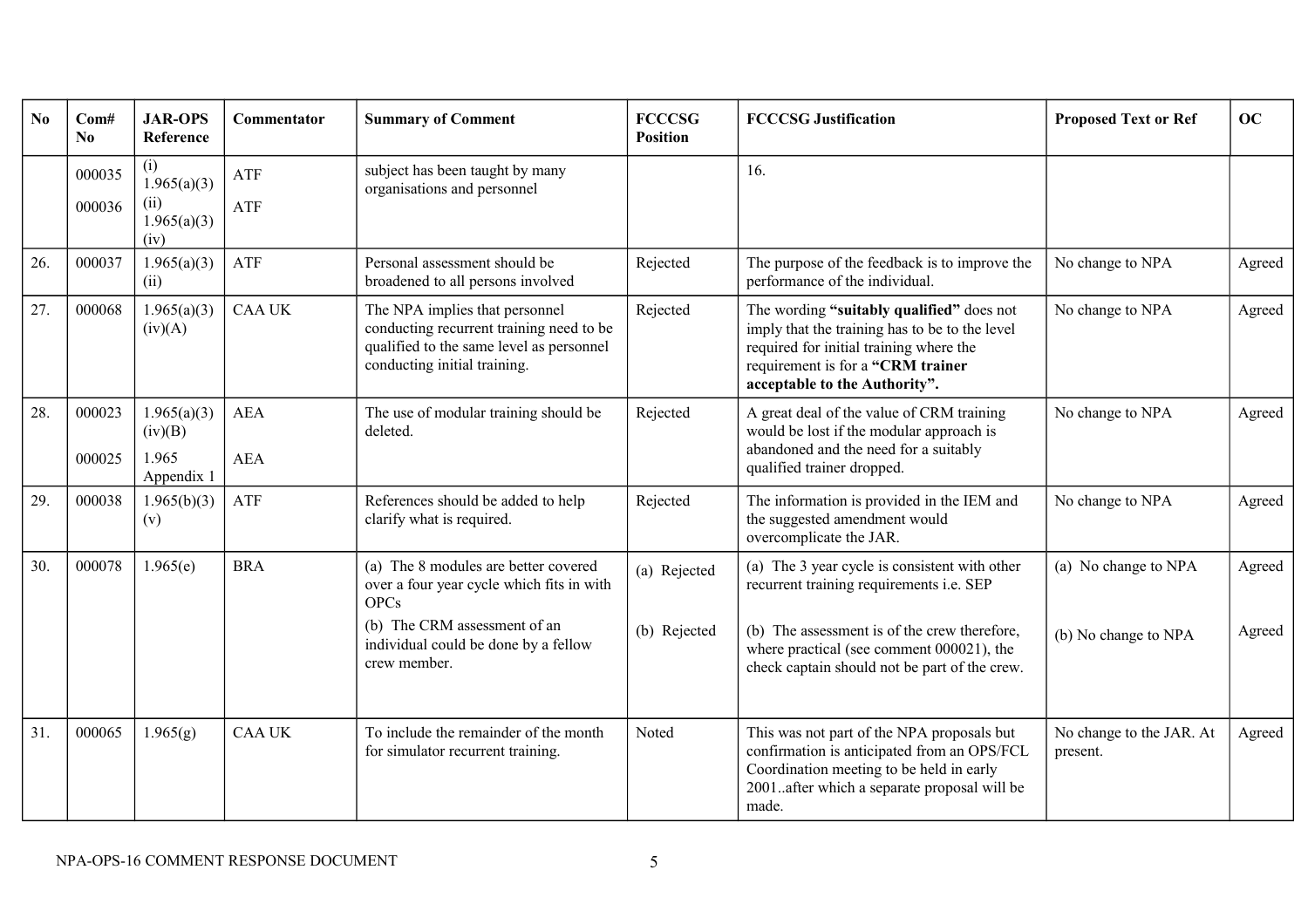| No | Com# No | JAR-OPS Reference | Commentator | Summary of Comment | FCCCSG Position | FCCCSG Justification | Proposed Text or Ref | OC |
|---|---|---|---|---|---|---|---|---|
| | 000035<br>000036 | (i) 1.965(a)(3) (ii)<br>1.965(a)(3) (iv) | ATF<br>ATF | subject has been taught by many organisations and personnel | | 16. | | |
| 26. | 000037 | 1.965(a)(3) (ii) | ATF | Personal assessment should be broadened to all persons involved | Rejected | The purpose of the feedback is to improve the performance of the individual. | No change to NPA | Agreed |
| 27. | 000068 | 1.965(a)(3) (iv)(A) | CAA UK | The NPA implies that personnel conducting recurrent training need to be qualified to the same level as personnel conducting initial training. | Rejected | The wording **"suitably qualified"** does not imply that the training has to be to the level required for initial training where the requirement is for a **"CRM trainer acceptable to the Authority".** | No change to NPA | Agreed |
| 28. | 000023<br>000025 | 1.965(a)(3) (iv)(B)<br>1.965 Appendix 1 | AEA<br>AEA | The use of modular training should be deleted. | Rejected | A great deal of the value of CRM training would be lost if the modular approach is abandoned and the need for a suitably qualified trainer dropped. | No change to NPA | Agreed |
| 29. | 000038 | 1.965(b)(3) (v) | ATF | References should be added to help clarify what is required. | Rejected | The information is provided in the IEM and the suggested amendment would overcomplicate the JAR. | No change to NPA | Agreed |
| 30. | 000078 | 1.965(e) | BRA | (a) The 8 modules are better covered over a four year cycle which fits in with OPCs<br>(b) The CRM assessment of an individual could be done by a fellow crew member. | (a) Rejected<br>(b) Rejected | (a) The 3 year cycle is consistent with other recurrent training requirements i.e. SEP<br>(b) The assessment is of the crew therefore, where practical (see comment 000021), the check captain should not be part of the crew. | (a) No change to NPA<br>(b) No change to NPA | Agreed<br>Agreed |
| 31. | 000065 | 1.965(g) | CAA UK | To include the remainder of the month for simulator recurrent training. | Noted | This was not part of the NPA proposals but confirmation is anticipated from an OPS/FCL Coordination meeting to be held in early 2001..after which a separate proposal will be made. | No change to the JAR. At present. | Agreed |

NPA-OPS-16 COMMENT RESPONSE DOCUMENT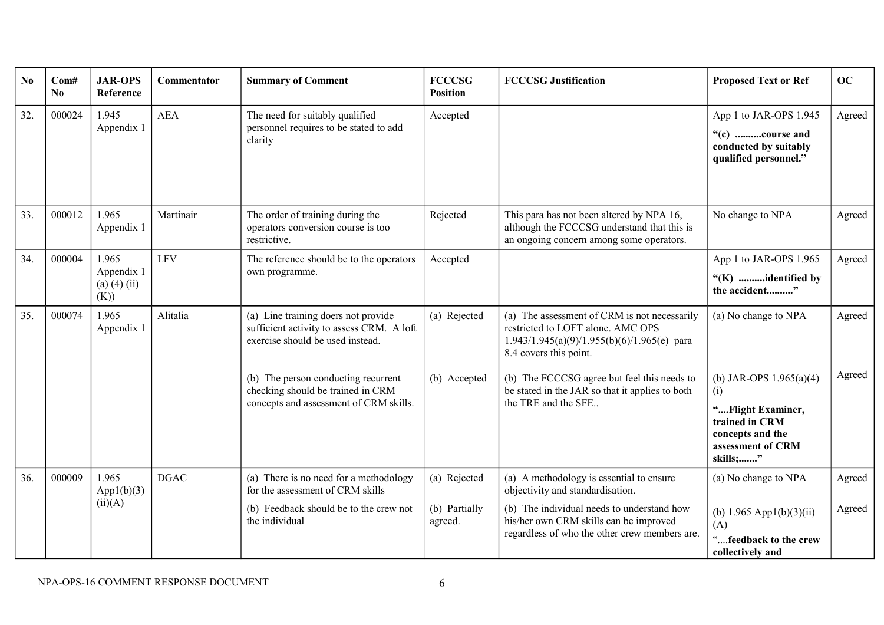| No | Com# No | JAR-OPS Reference | Commentator | Summary of Comment | FCCCSG Position | FCCCSG Justification | Proposed Text or Ref | OC |
|---|---|---|---|---|---|---|---|---|
| 32. | 000024 | 1.945 Appendix 1 | AEA | The need for suitably qualified personnel requires to be stated to add clarity | Accepted | | App 1 to JAR-OPS 1.945 **"(c) ..........course and conducted by suitably qualified personnel."** | Agreed |
| 33. | 000012 | 1.965 Appendix 1 | Martinair | The order of training during the operators conversion course is too restrictive. | Rejected | This para has not been altered by NPA 16, although the FCCCSG understand that this is an ongoing concern among some operators. | No change to NPA | Agreed |
| 34. | 000004 | 1.965 Appendix 1 (a) (4) (ii) (K)) | LFV | The reference should be to the operators own programme. | Accepted | | App 1 to JAR-OPS 1.965 **"(K) ..........identified by the accident.........."** | Agreed |
| 35. | 000074 | 1.965 Appendix 1 | Alitalia | (a) Line training doers not provide sufficient activity to assess CRM. A loft exercise should be used instead.<br><br>(b) The person conducting recurrent checking should be trained in CRM concepts and assessment of CRM skills. | (a) Rejected<br><br>(b) Accepted | (a) The assessment of CRM is not necessarily restricted to LOFT alone. AMC OPS 1.943/1.945(a)(9)/1.955(b)(6)/1.965(e) para 8.4 covers this point.<br><br>(b) The FCCCSG agree but feel this needs to be stated in the JAR so that it applies to both the TRE and the SFE.. | (a) No change to NPA<br><br>(b) JAR-OPS 1.965(a)(4)(i) **"....Flight Examiner, trained in CRM concepts and the assessment of CRM skills;......."** | Agreed<br><br>Agreed |
| 36. | 000009 | 1.965 App1(b)(3)(ii)(A) | DGAC | (a) There is no need for a methodology for the assessment of CRM skills<br><br>(b) Feedback should be to the crew not the individual | (a) Rejected<br><br>(b) Partially agreed. | (a) A methodology is essential to ensure objectivity and standardisation.<br><br>(b) The individual needs to understand how his/her own CRM skills can be improved regardless of who the other crew members are. | (a) No change to NPA<br><br>(b) 1.965 App1(b)(3)(ii)(A) "....**feedback to the crew collectively and** | Agreed<br><br>Agreed |

NPA-OPS-16 COMMENT RESPONSE DOCUMENT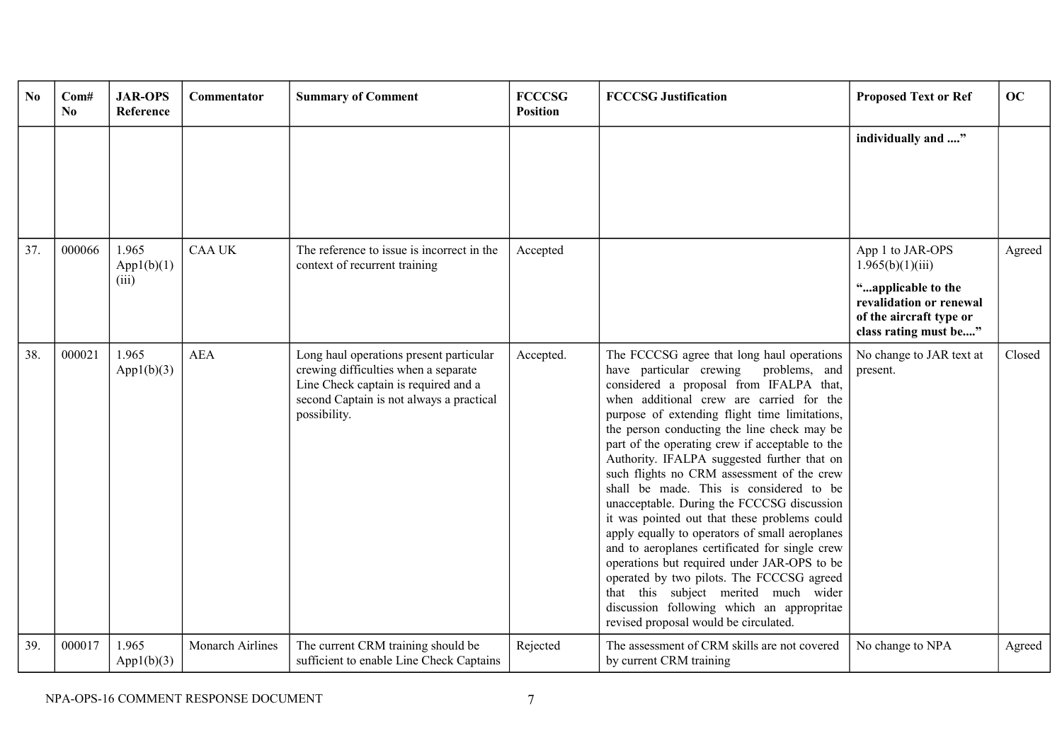| No | Com# No | JAR-OPS Reference | Commentator | Summary of Comment | FCCCSG Position | FCCCSG Justification | Proposed Text or Ref | OC |
|---|---|---|---|---|---|---|---|---|
| | | | | | | | **individually and ....”** | |
| 37. | 000066 | 1.965 App1(b)(1) (iii) | CAA UK | The reference to issue is incorrect in the context of recurrent training | Accepted | | App 1 to JAR-OPS 1.965(b)(1)(iii) **“...applicable to the revalidation or renewal of the aircraft type or class rating must be....”** | Agreed |
| 38. | 000021 | 1.965 App1(b)(3) | AEA | Long haul operations present particular crewing difficulties when a separate Line Check captain is required and a second Captain is not always a practical possibility. | Accepted. | The FCCCSG agree that long haul operations have particular crewing problems, and considered a proposal from IFALPA that, when additional crew are carried for the purpose of extending flight time limitations, the person conducting the line check may be part of the operating crew if acceptable to the Authority. IFALPA suggested further that on such flights no CRM assessment of the crew shall be made. This is considered to be unacceptable. During the FCCCSG discussion it was pointed out that these problems could apply equally to operators of small aeroplanes and to aeroplanes certificated for single crew operations but required under JAR-OPS to be operated by two pilots. The FCCCSG agreed that this subject merited much wider discussion following which an appropritae revised proposal would be circulated. | No change to JAR text at present. | Closed |
| 39. | 000017 | 1.965 App1(b)(3) | Monarch Airlines | The current CRM training should be sufficient to enable Line Check Captains | Rejected | The assessment of CRM skills are not covered by current CRM training | No change to NPA | Agreed |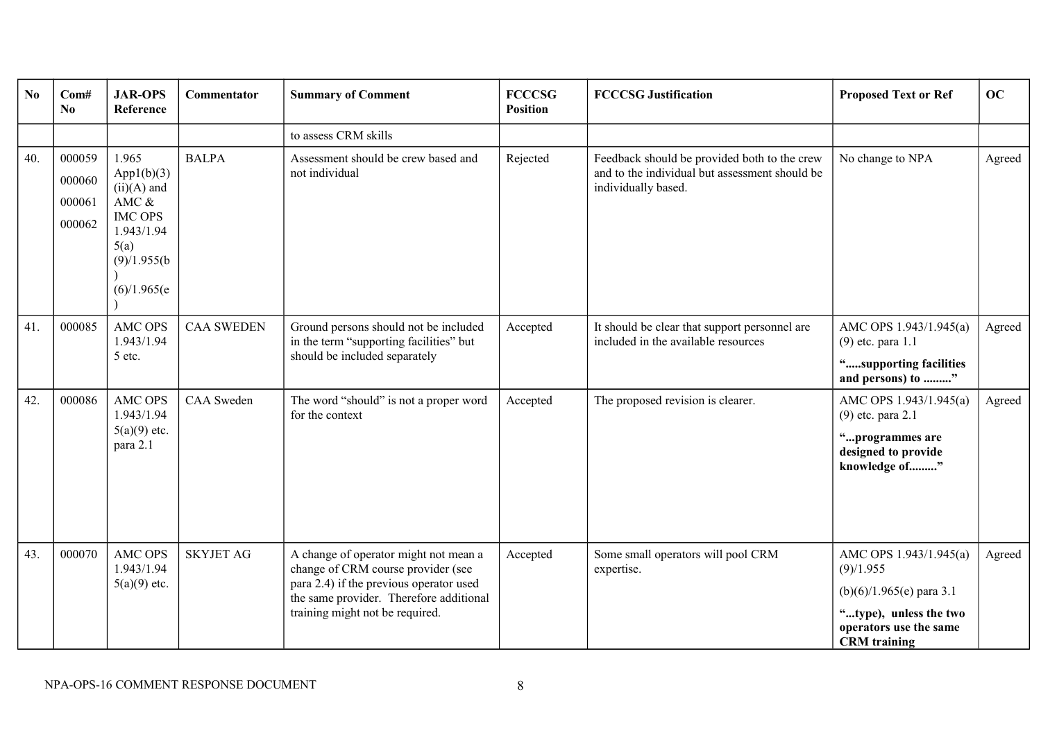| No | Com# No | JAR-OPS Reference | Commentator | Summary of Comment | FCCCSG Position | FCCCSG Justification | Proposed Text or Ref | OC |
|---|---|---|---|---|---|---|---|---|
| | | | | to assess CRM skills | | | | |
| 40. | 000059 000060 000061 000062 | 1.965 App1(b)(3)(ii)(A) and AMC & IMC OPS 1.943/1.945(a)(9)/1.955(b)(6)/1.965(e) | BALPA | Assessment should be crew based and not individual | Rejected | Feedback should be provided both to the crew and to the individual but assessment should be individually based. | No change to NPA | Agreed |
| 41. | 000085 | AMC OPS 1.943/1.945 etc. | CAA SWEDEN | Ground persons should not be included in the term "supporting facilities" but should be included separately | Accepted | It should be clear that support personnel are included in the available resources | AMC OPS 1.943/1.945(a)(9) etc. para 1.1 **".....supporting facilities and persons) to ........."** | Agreed |
| 42. | 000086 | AMC OPS 1.943/1.945(a)(9) etc. para 2.1 | CAA Sweden | The word "should" is not a proper word for the context | Accepted | The proposed revision is clearer. | AMC OPS 1.943/1.945(a)(9) etc. para 2.1 **"...programmes are designed to provide knowledge of........."** | Agreed |
| 43. | 000070 | AMC OPS 1.943/1.945(a)(9) etc. | SKYJET AG | A change of operator might not mean a change of CRM course provider (see para 2.4) if the previous operator used the same provider. Therefore additional training might not be required. | Accepted | Some small operators will pool CRM expertise. | AMC OPS 1.943/1.945(a)(9)/1.955 (b)(6)/1.965(e) para 3.1 **"...type), unless the two operators use the same CRM training** | Agreed |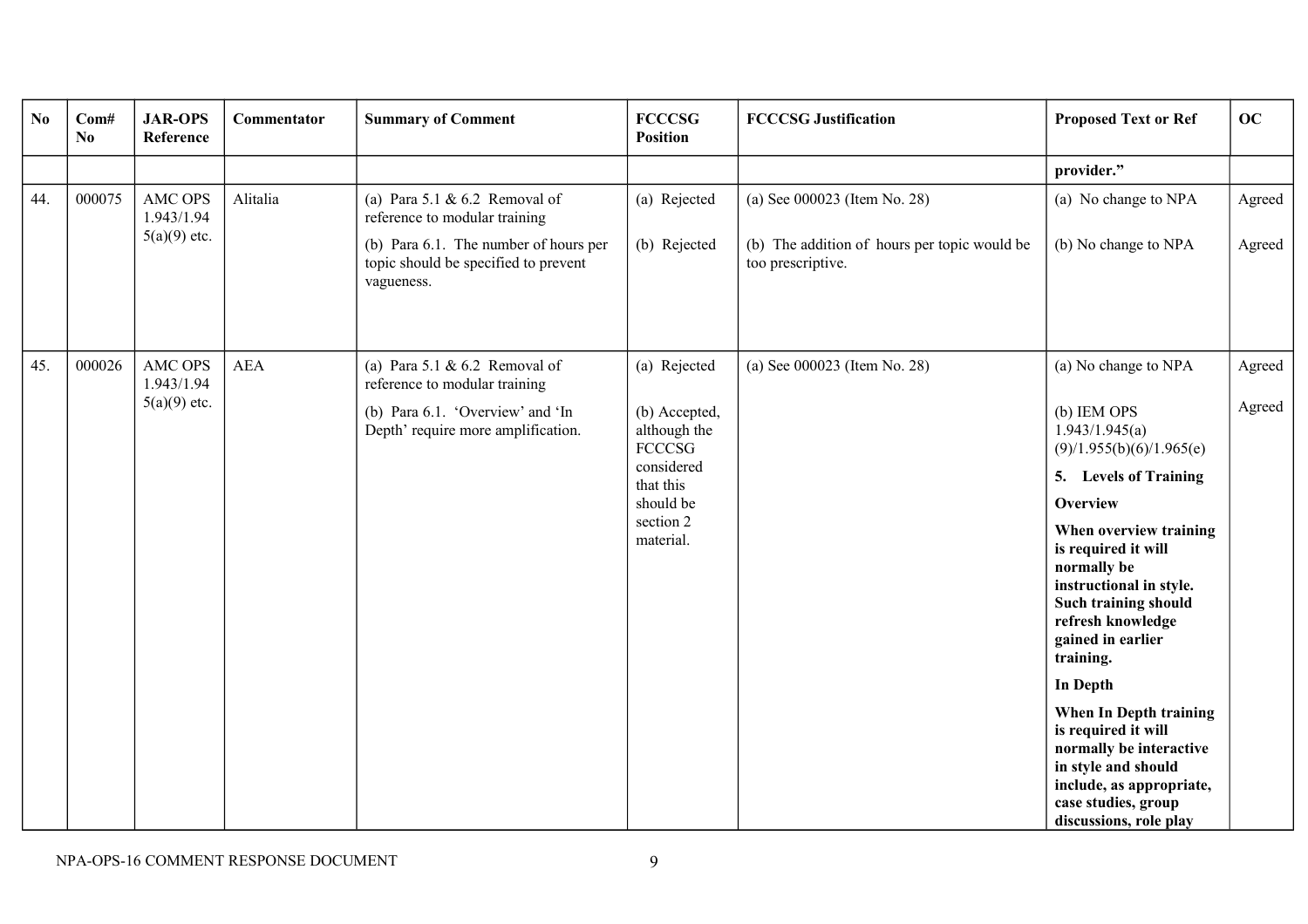| No | Com# No | JAR-OPS Reference | Commentator | Summary of Comment | FCCCSG Position | FCCCSG Justification | Proposed Text or Ref | OC |
|---|---|---|---|---|---|---|---|---|
| | | | | | | | **provider."** | |
| 44. | 000075 | AMC OPS 1.943/1.945(a)(9) etc. | Alitalia | (a) Para 5.1 & 6.2 Removal of reference to modular training<br><br>(b) Para 6.1. The number of hours per topic should be specified to prevent vagueness. | (a) Rejected<br><br>(b) Rejected | (a) See 000023 (Item No. 28)<br><br>(b) The addition of hours per topic would be too prescriptive. | (a) No change to NPA<br><br>(b) No change to NPA | Agreed<br><br>Agreed |
| 45. | 000026 | AMC OPS 1.943/1.945(a)(9) etc. | AEA | (a) Para 5.1 & 6.2 Removal of reference to modular training<br><br>(b) Para 6.1. 'Overview' and 'In Depth' require more amplification. | (a) Rejected<br><br>(b) Accepted, although the FCCCSG considered that this should be section 2 material. | (a) See 000023 (Item No. 28) | (a) No change to NPA<br><br>(b) IEM OPS 1.943/1.945(a)(9)/1.955(b)(6)/1.965(e)<br><br>**5. Levels of Training**<br><br>**Overview**<br><br>**When overview training is required it will normally be instructional in style. Such training should refresh knowledge gained in earlier training.**<br><br>**In Depth**<br><br>**When In Depth training is required it will normally be interactive in style and should include, as appropriate, case studies, group discussions, role play** | Agreed<br><br>Agreed |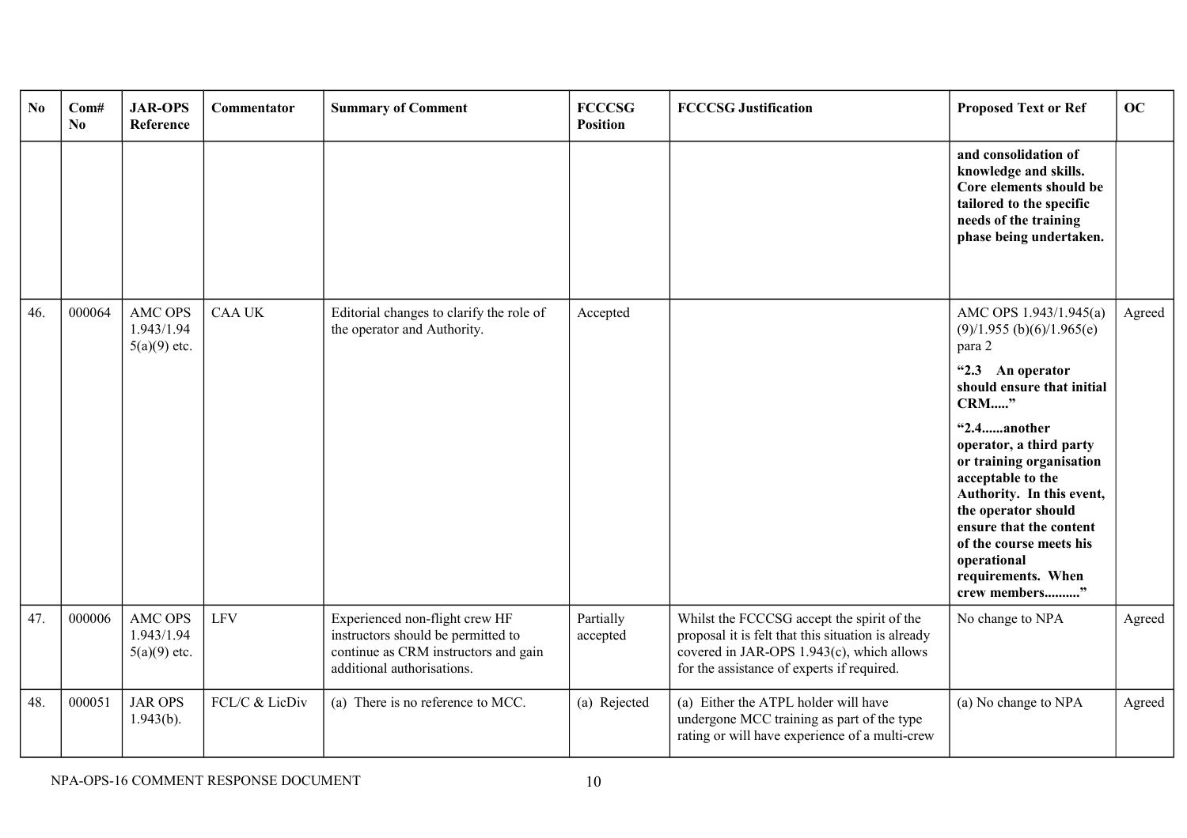| No | Com# No | JAR-OPS Reference | Commentator | Summary of Comment | FCCCSG Position | FCCCSG Justification | Proposed Text or Ref | OC |
|---|---|---|---|---|---|---|---|---|
| | | | | | | | **and consolidation of knowledge and skills. Core elements should be tailored to the specific needs of the training phase being undertaken.** | |
| 46. | 000064 | AMC OPS 1.943/1.945(a)(9) etc. | CAA UK | Editorial changes to clarify the role of the operator and Authority. | Accepted | | AMC OPS 1.943/1.945(a)(9)/1.955 (b)(6)/1.965(e) para 2<br><br>**"2.3 An operator should ensure that initial CRM....."**<br><br>**"2.4......another operator, a third party or training organisation acceptable to the Authority. In this event, the operator should ensure that the content of the course meets his operational requirements. When crew members.........."** | Agreed |
| 47. | 000006 | AMC OPS 1.943/1.945(a)(9) etc. | LFV | Experienced non-flight crew HF instructors should be permitted to continue as CRM instructors and gain additional authorisations. | Partially accepted | Whilst the FCCCSG accept the spirit of the proposal it is felt that this situation is already covered in JAR-OPS 1.943(c), which allows for the assistance of experts if required. | No change to NPA | Agreed |
| 48. | 000051 | JAR OPS 1.943(b). | FCL/C & LicDiv | (a) There is no reference to MCC. | (a) Rejected | (a) Either the ATPL holder will have undergone MCC training as part of the type rating or will have experience of a multi-crew | (a) No change to NPA | Agreed |

NPA-OPS-16 COMMENT RESPONSE DOCUMENT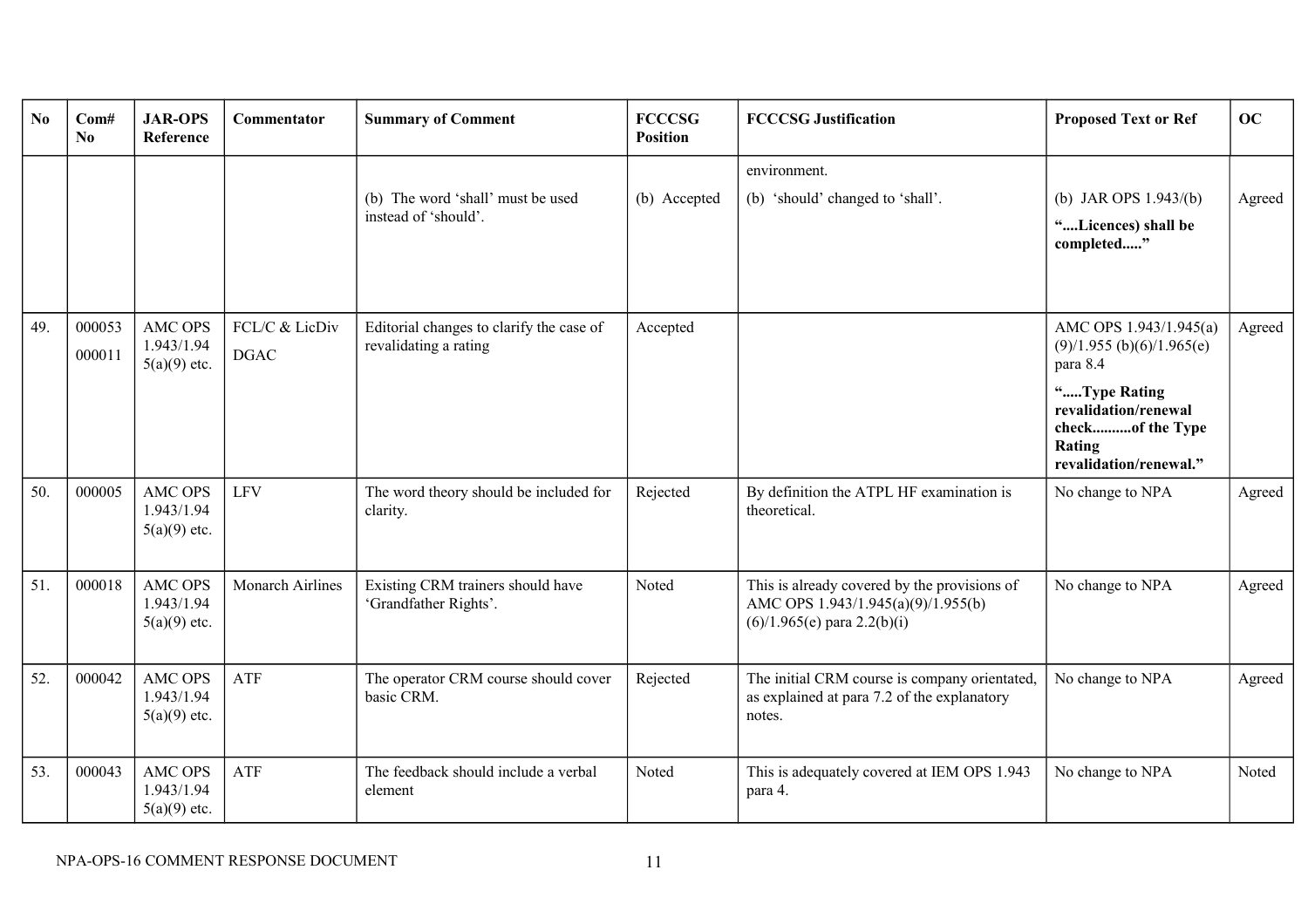| No | Com# No | JAR-OPS Reference | Commentator | Summary of Comment | FCCCSG Position | FCCCSG Justification | Proposed Text or Ref | OC |
|---|---|---|---|---|---|---|---|---|
| | | | | (b) The word 'shall' must be used instead of 'should'. | (b) Accepted | environment.<br>(b) 'should' changed to 'shall'. | (b) JAR OPS 1.943/(b)<br>**"....Licences) shall be completed....."** | Agreed |
| 49. | 000053<br>000011 | AMC OPS 1.943/1.945(a)(9) etc. | FCL/C & LicDiv<br>DGAC | Editorial changes to clarify the case of revalidating a rating | Accepted | | AMC OPS 1.943/1.945(a)(9)/1.955 (b)(6)/1.965(e) para 8.4<br>**".....Type Rating revalidation/renewal check..........of the Type Rating revalidation/renewal."** | Agreed |
| 50. | 000005 | AMC OPS 1.943/1.945(a)(9) etc. | LFV | The word theory should be included for clarity. | Rejected | By definition the ATPL HF examination is theoretical. | No change to NPA | Agreed |
| 51. | 000018 | AMC OPS 1.943/1.945(a)(9) etc. | Monarch Airlines | Existing CRM trainers should have 'Grandfather Rights'. | Noted | This is already covered by the provisions of AMC OPS 1.943/1.945(a)(9)/1.955(b)(6)/1.965(e) para 2.2(b)(i) | No change to NPA | Agreed |
| 52. | 000042 | AMC OPS 1.943/1.945(a)(9) etc. | ATF | The operator CRM course should cover basic CRM. | Rejected | The initial CRM course is company orientated, as explained at para 7.2 of the explanatory notes. | No change to NPA | Agreed |
| 53. | 000043 | AMC OPS 1.943/1.945(a)(9) etc. | ATF | The feedback should include a verbal element | Noted | This is adequately covered at IEM OPS 1.943 para 4. | No change to NPA | Noted |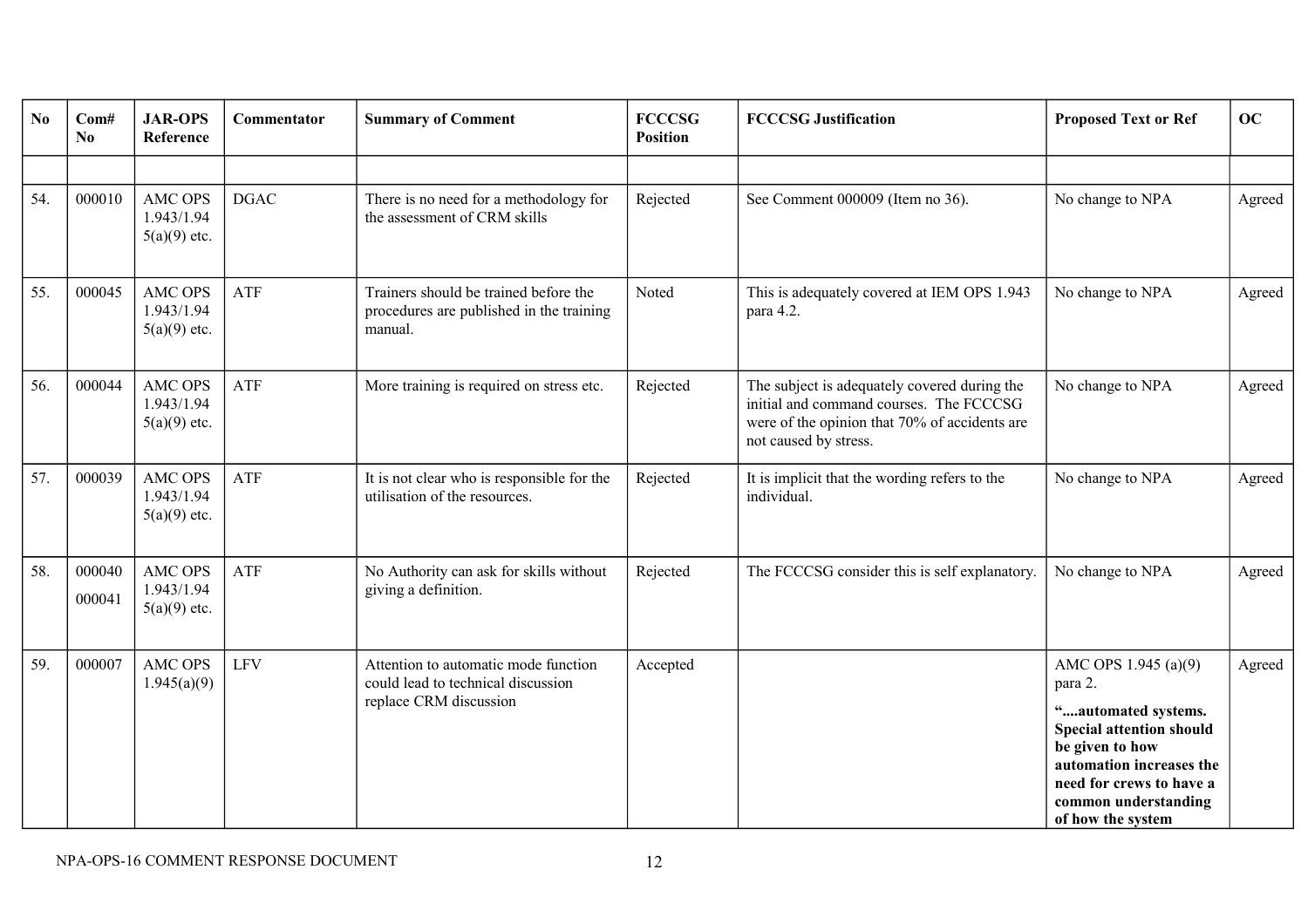| No | Com# No | JAR-OPS Reference | Commentator | Summary of Comment | FCCCSG Position | FCCCSG Justification | Proposed Text or Ref | OC |
|---|---|---|---|---|---|---|---|---|
| | | | | | | | | |
| 54. | 000010 | AMC OPS 1.943/1.945(a)(9) etc. | DGAC | There is no need for a methodology for the assessment of CRM skills | Rejected | See Comment 000009 (Item no 36). | No change to NPA | Agreed |
| 55. | 000045 | AMC OPS 1.943/1.945(a)(9) etc. | ATF | Trainers should be trained before the procedures are published in the training manual. | Noted | This is adequately covered at IEM OPS 1.943 para 4.2. | No change to NPA | Agreed |
| 56. | 000044 | AMC OPS 1.943/1.945(a)(9) etc. | ATF | More training is required on stress etc. | Rejected | The subject is adequately covered during the initial and command courses. The FCCCSG were of the opinion that 70% of accidents are not caused by stress. | No change to NPA | Agreed |
| 57. | 000039 | AMC OPS 1.943/1.945(a)(9) etc. | ATF | It is not clear who is responsible for the utilisation of the resources. | Rejected | It is implicit that the wording refers to the individual. | No change to NPA | Agreed |
| 58. | 000040 000041 | AMC OPS 1.943/1.945(a)(9) etc. | ATF | No Authority can ask for skills without giving a definition. | Rejected | The FCCCSG consider this is self explanatory. | No change to NPA | Agreed |
| 59. | 000007 | AMC OPS 1.945(a)(9) | LFV | Attention to automatic mode function could lead to technical discussion replace CRM discussion | Accepted | | AMC OPS 1.945 (a)(9) para 2. **"....automated systems. Special attention should be given to how automation increases the need for crews to have a common understanding of how the system** | Agreed |

NPA-OPS-16 COMMENT RESPONSE DOCUMENT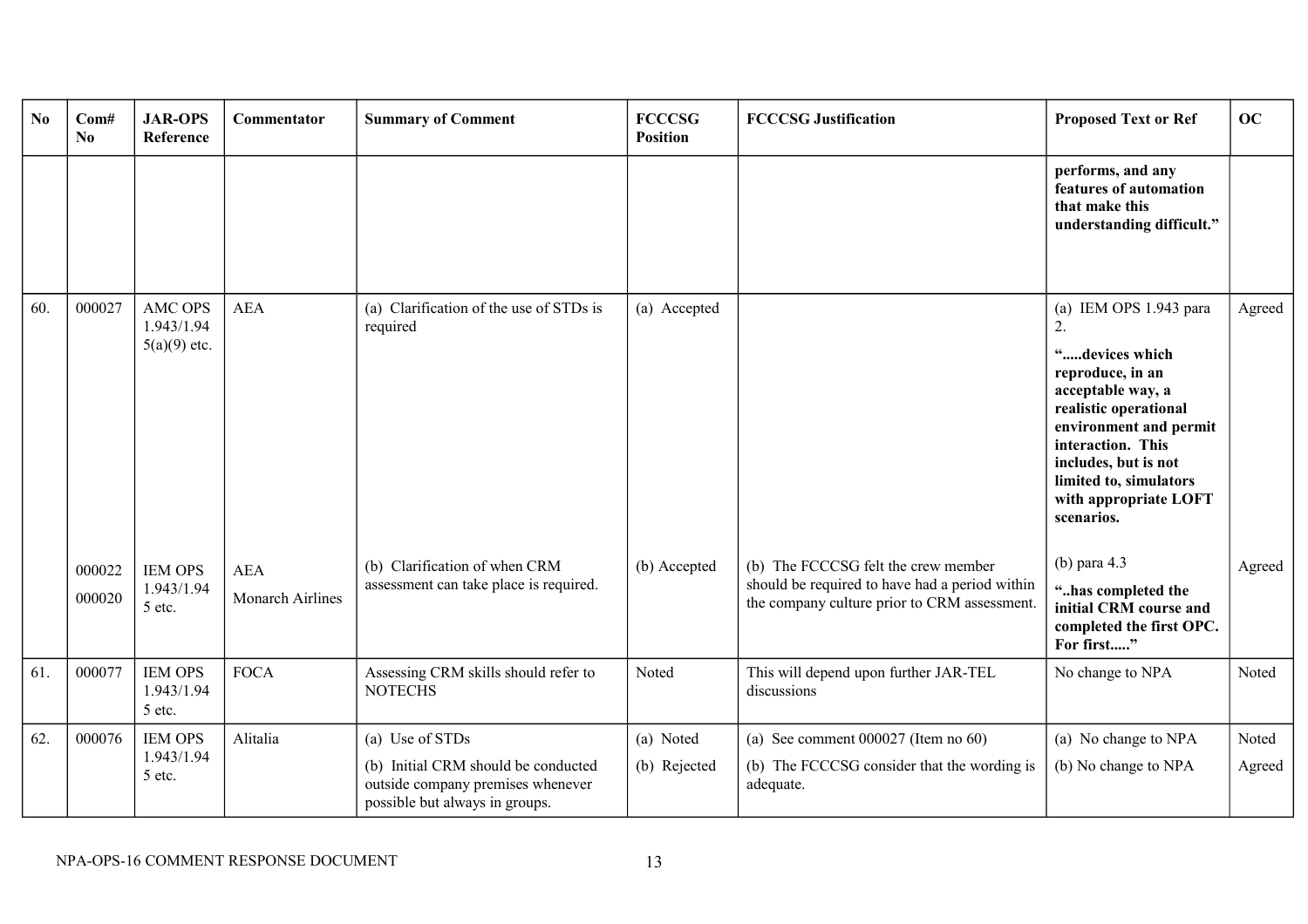| No | Com# No | JAR-OPS Reference | Commentator | Summary of Comment | FCCCSG Position | FCCCSG Justification | Proposed Text or Ref | OC |
|---|---|---|---|---|---|---|---|---|
| | | | | | | | **performs, and any features of automation that make this understanding difficult.”** | |
| 60. | 000027 | AMC OPS 1.943/1.945(a)(9) etc. | AEA | (a) Clarification of the use of STDs is required | (a) Accepted | | (a) IEM OPS 1.943 para 2. **“.....devices which reproduce, in an acceptable way, a realistic operational environment and permit interaction. This includes, but is not limited to, simulators with appropriate LOFT scenarios.** | Agreed |
| | 000022 000020 | IEM OPS 1.943/1.945 etc. | AEA Monarch Airlines | (b) Clarification of when CRM assessment can take place is required. | (b) Accepted | (b) The FCCCSG felt the crew member should be required to have had a period within the company culture prior to CRM assessment. | (b) para 4.3 **“..has completed the initial CRM course and completed the first OPC. For first.....”** | Agreed |
| 61. | 000077 | IEM OPS 1.943/1.945 etc. | FOCA | Assessing CRM skills should refer to NOTECHS | Noted | This will depend upon further JAR-TEL discussions | No change to NPA | Noted |
| 62. | 000076 | IEM OPS 1.943/1.945 etc. | Alitalia | (a) Use of STDs<br>(b) Initial CRM should be conducted outside company premises whenever possible but always in groups. | (a) Noted<br>(b) Rejected | (a) See comment 000027 (Item no 60)<br>(b) The FCCCSG consider that the wording is adequate. | (a) No change to NPA<br>(b) No change to NPA | Noted<br>Agreed |

NPA-OPS-16 COMMENT RESPONSE DOCUMENT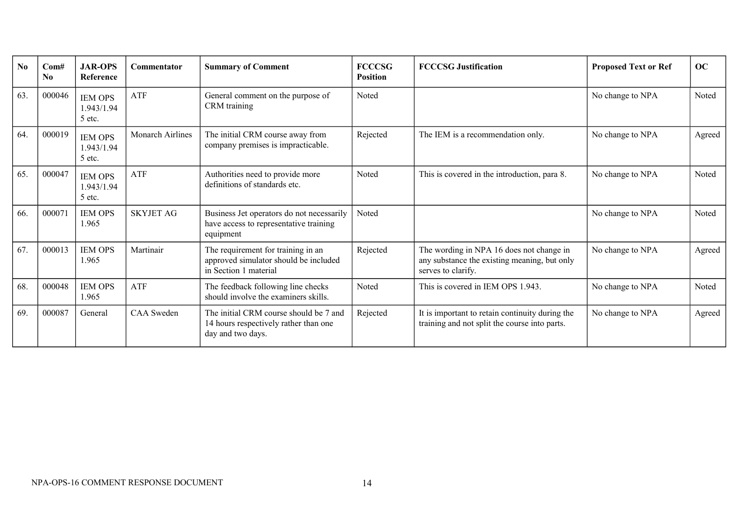| No | Com# No | JAR-OPS Reference | Commentator | Summary of Comment | FCCCSG Position | FCCCSG Justification | Proposed Text or Ref | OC |
|---|---|---|---|---|---|---|---|---|
| 63. | 000046 | IEM OPS 1.943/1.945 etc. | ATF | General comment on the purpose of CRM training | Noted | | No change to NPA | Noted |
| 64. | 000019 | IEM OPS 1.943/1.945 etc. | Monarch Airlines | The initial CRM course away from company premises is impracticable. | Rejected | The IEM is a recommendation only. | No change to NPA | Agreed |
| 65. | 000047 | IEM OPS 1.943/1.945 etc. | ATF | Authorities need to provide more definitions of standards etc. | Noted | This is covered in the introduction, para 8. | No change to NPA | Noted |
| 66. | 000071 | IEM OPS 1.965 | SKYJET AG | Business Jet operators do not necessarily have access to representative training equipment | Noted | | No change to NPA | Noted |
| 67. | 000013 | IEM OPS 1.965 | Martinair | The requirement for training in an approved simulator should be included in Section 1 material | Rejected | The wording in NPA 16 does not change in any substance the existing meaning, but only serves to clarify. | No change to NPA | Agreed |
| 68. | 000048 | IEM OPS 1.965 | ATF | The feedback following line checks should involve the examiners skills. | Noted | This is covered in IEM OPS 1.943. | No change to NPA | Noted |
| 69. | 000087 | General | CAA Sweden | The initial CRM course should be 7 and 14 hours respectively rather than one day and two days. | Rejected | It is important to retain continuity during the training and not split the course into parts. | No change to NPA | Agreed |